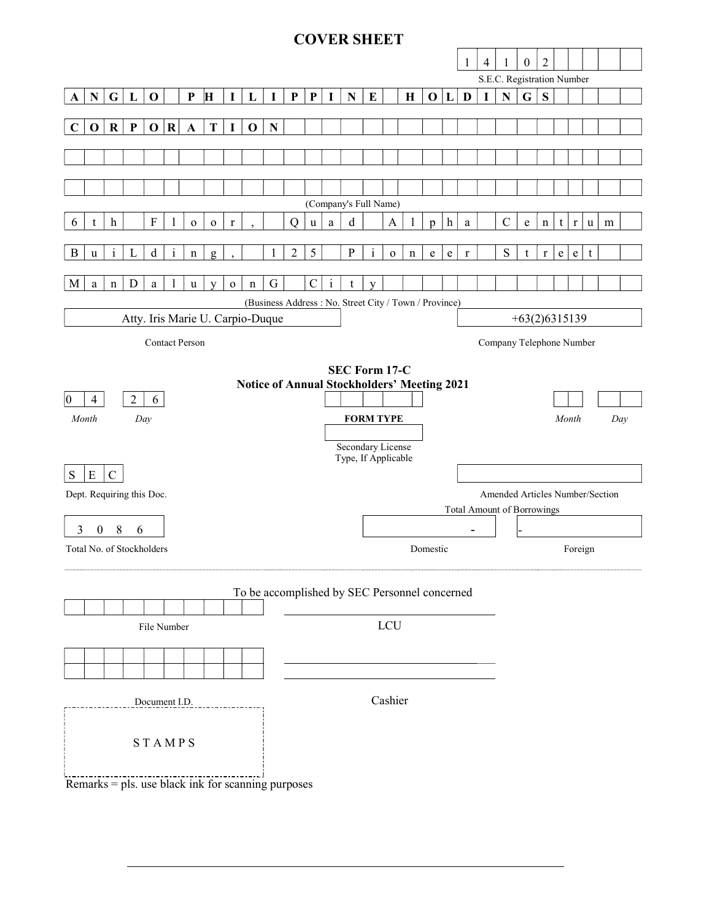# COVER SHEET

**1 4 1 0 2**

S.E.C. Registration Number

**ANGLO PHILIPPINE HOLDINGS CORPORATION**

(Company's Full Name)

6th Floor, Quad Alpha Centrum BuiLding, 125 Pioneer Street ManDaluyonG City

(Business Address : No. Street City / Town / Province)

| Atty. Iris Marie U. Carpio-Duque | +63(2)6315139 |
|---|---|
| Contact Person | Company Telephone Number |

**SEC Form 17-C**
**Notice of Annual Stockholders' Meeting 2021**

| 04 | 26 | | | |
|---|---|---|---|---|
| *Month* | *Day* | **FORM TYPE** | *Month* | *Day* |

Secondary License Type, If Applicable

| SEC | |
|---|---|
| Dept. Requiring this Doc. | Amended Articles Number/Section |

Total Amount of Borrowings

| 3086 | - | - |
|---|---|---|
| Total No. of Stockholders | Domestic | Foreign |

---

To be accomplished by SEC Personnel concerned

File Number

LCU

Document I.D.

Cashier

STAMPS

Remarks = pls. use black ink for scanning purposes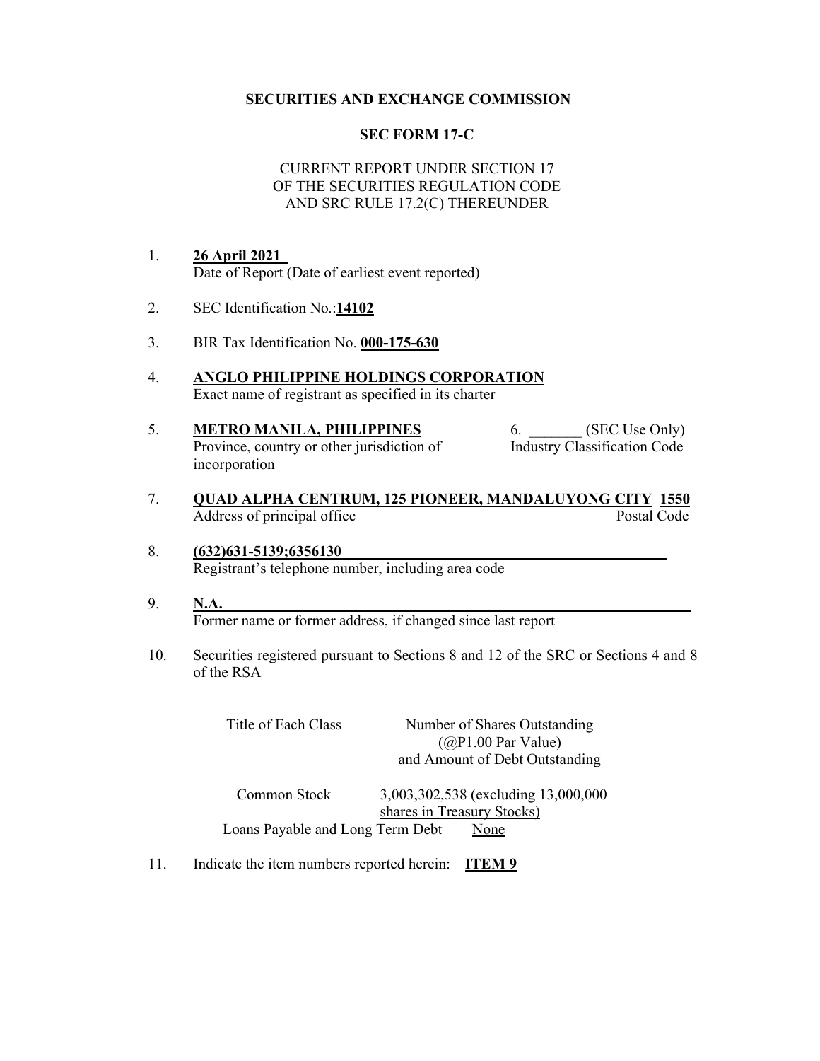**SECURITIES AND EXCHANGE COMMISSION**

**SEC FORM 17-C**

CURRENT REPORT UNDER SECTION 17
OF THE SECURITIES REGULATION CODE
AND SRC RULE 17.2(C) THEREUNDER

1. **26 April 2021**
   Date of Report (Date of earliest event reported)

2. SEC Identification No.:**14102**

3. BIR Tax Identification No. **000-175-630**

4. **ANGLO PHILIPPINE HOLDINGS CORPORATION**
   Exact name of registrant as specified in its charter

5. **METRO MANILA, PHILIPPINES**
   Province, country or other jurisdiction of incorporation

6. _______ (SEC Use Only)
   Industry Classification Code

7. **QUAD ALPHA CENTRUM, 125 PIONEER, MANDALUYONG CITY 1550**
   Address of principal office — Postal Code

8. **(632)631-5139;6356130**
   Registrant's telephone number, including area code

9. **N.A.**
   Former name or former address, if changed since last report

10. Securities registered pursuant to Sections 8 and 12 of the SRC or Sections 4 and 8 of the RSA

| Title of Each Class | Number of Shares Outstanding (@P1.00 Par Value) and Amount of Debt Outstanding |
|---|---|
| Common Stock | 3,003,302,538 (excluding 13,000,000 shares in Treasury Stocks) |
| Loans Payable and Long Term Debt | None |

11. Indicate the item numbers reported herein: **ITEM 9**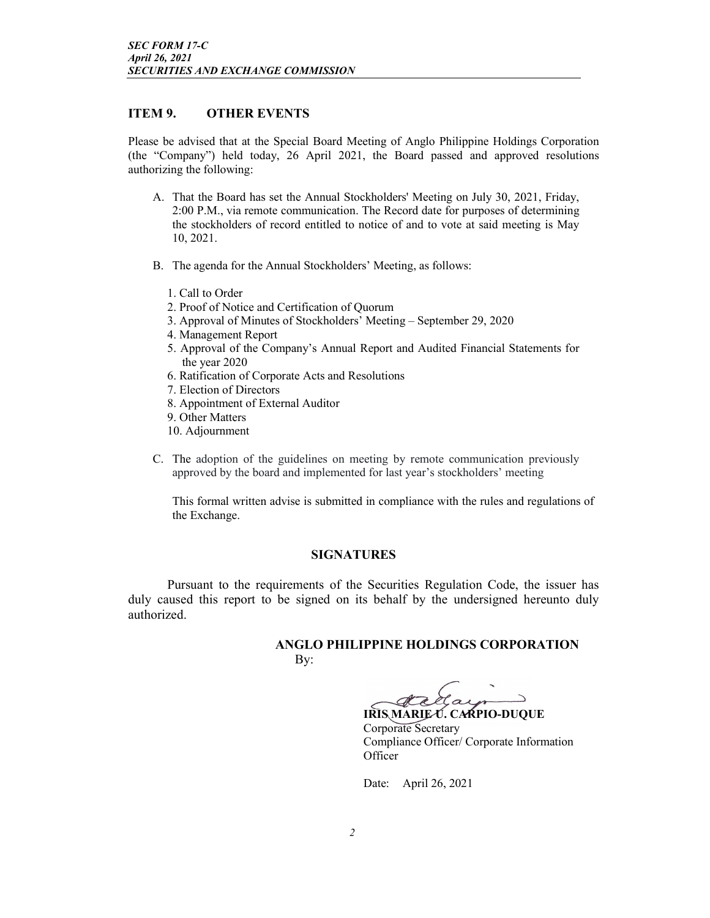## ITEM 9. OTHER EVENTS

Please be advised that at the Special Board Meeting of Anglo Philippine Holdings Corporation (the "Company") held today, 26 April 2021, the Board passed and approved resolutions authorizing the following:

A. That the Board has set the Annual Stockholders' Meeting on July 30, 2021, Friday, 2:00 P.M., via remote communication. The Record date for purposes of determining the stockholders of record entitled to notice of and to vote at said meeting is May 10, 2021.

B. The agenda for the Annual Stockholders' Meeting, as follows:

   1. Call to Order
   2. Proof of Notice and Certification of Quorum
   3. Approval of Minutes of Stockholders' Meeting – September 29, 2020
   4. Management Report
   5. Approval of the Company's Annual Report and Audited Financial Statements for the year 2020
   6. Ratification of Corporate Acts and Resolutions
   7. Election of Directors
   8. Appointment of External Auditor
   9. Other Matters
   10. Adjournment

C. The adoption of the guidelines on meeting by remote communication previously approved by the board and implemented for last year's stockholders' meeting

   This formal written advise is submitted in compliance with the rules and regulations of the Exchange.

### SIGNATURES

Pursuant to the requirements of the Securities Regulation Code, the issuer has duly caused this report to be signed on its behalf by the undersigned hereunto duly authorized.

**ANGLO PHILIPPINE HOLDINGS CORPORATION**
By:

**IRIS MARIE U. CARPIO-DUQUE**
Corporate Secretary
Compliance Officer/ Corporate Information Officer

Date: April 26, 2021